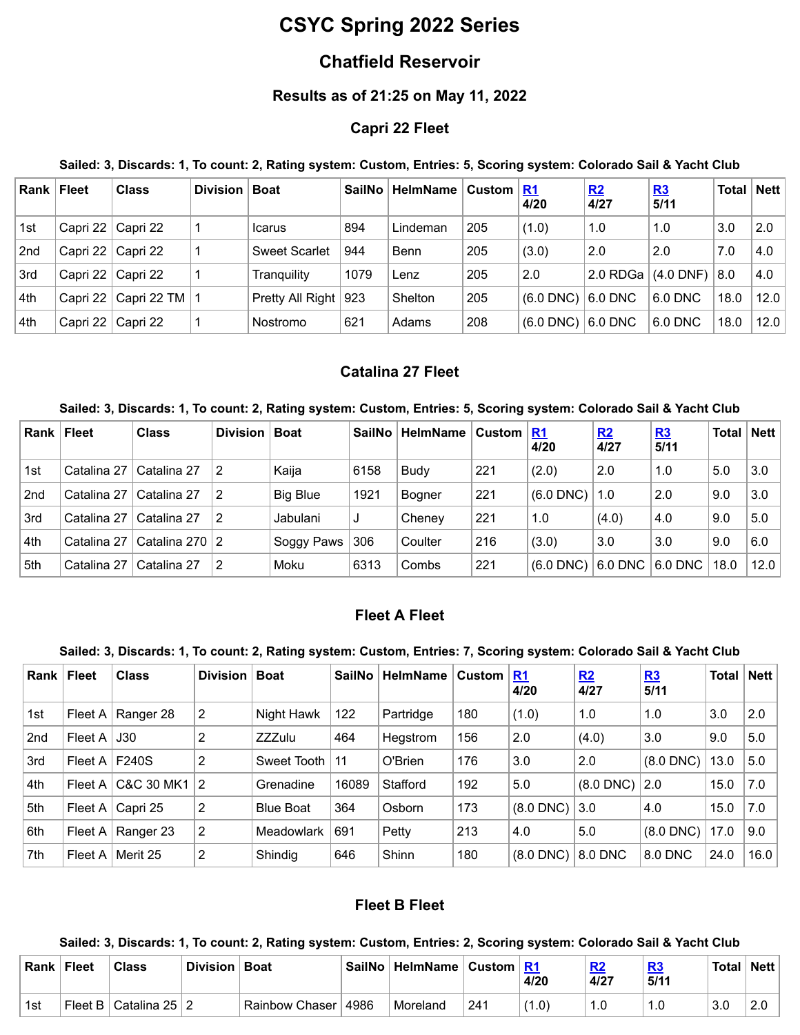# CSYC Spring 2022 Series

## Chatfield Reservoir

### Results as of 21:25 on May 11, 2022

### Capri 22 Fleet

**Sailed: 3, Discards: 1, To count: 2, Rating system: Custom, Entries: 5, Scoring system: Colorado Sail & Yacht Club**

| Rank | Fleet | Class | Division | Boat | SailNo | HelmName | Custom | R1 4/20 | R2 4/27 | R3 5/11 | Total | Nett |
|---|---|---|---|---|---|---|---|---|---|---|---|---|
| 1st | Capri 22 | Capri 22 | 1 | Icarus | 894 | Lindeman | 205 | (1.0) | 1.0 | 1.0 | 3.0 | 2.0 |
| 2nd | Capri 22 | Capri 22 | 1 | Sweet Scarlet | 944 | Benn | 205 | (3.0) | 2.0 | 2.0 | 7.0 | 4.0 |
| 3rd | Capri 22 | Capri 22 | 1 | Tranquility | 1079 | Lenz | 205 | 2.0 | 2.0 RDGa | (4.0 DNF) | 8.0 | 4.0 |
| 4th | Capri 22 | Capri 22 TM | 1 | Pretty All Right | 923 | Shelton | 205 | (6.0 DNC) | 6.0 DNC | 6.0 DNC | 18.0 | 12.0 |
| 4th | Capri 22 | Capri 22 | 1 | Nostromo | 621 | Adams | 208 | (6.0 DNC) | 6.0 DNC | 6.0 DNC | 18.0 | 12.0 |

### Catalina 27 Fleet

**Sailed: 3, Discards: 1, To count: 2, Rating system: Custom, Entries: 5, Scoring system: Colorado Sail & Yacht Club**

| Rank | Fleet | Class | Division | Boat | SailNo | HelmName | Custom | R1 4/20 | R2 4/27 | R3 5/11 | Total | Nett |
|---|---|---|---|---|---|---|---|---|---|---|---|---|
| 1st | Catalina 27 | Catalina 27 | 2 | Kaija | 6158 | Budy | 221 | (2.0) | 2.0 | 1.0 | 5.0 | 3.0 |
| 2nd | Catalina 27 | Catalina 27 | 2 | Big Blue | 1921 | Bogner | 221 | (6.0 DNC) | 1.0 | 2.0 | 9.0 | 3.0 |
| 3rd | Catalina 27 | Catalina 27 | 2 | Jabulani | J | Cheney | 221 | 1.0 | (4.0) | 4.0 | 9.0 | 5.0 |
| 4th | Catalina 27 | Catalina 270 | 2 | Soggy Paws | 306 | Coulter | 216 | (3.0) | 3.0 | 3.0 | 9.0 | 6.0 |
| 5th | Catalina 27 | Catalina 27 | 2 | Moku | 6313 | Combs | 221 | (6.0 DNC) | 6.0 DNC | 6.0 DNC | 18.0 | 12.0 |

### Fleet A Fleet

**Sailed: 3, Discards: 1, To count: 2, Rating system: Custom, Entries: 7, Scoring system: Colorado Sail & Yacht Club**

| Rank | Fleet | Class | Division | Boat | SailNo | HelmName | Custom | R1 4/20 | R2 4/27 | R3 5/11 | Total | Nett |
|---|---|---|---|---|---|---|---|---|---|---|---|---|
| 1st | Fleet A | Ranger 28 | 2 | Night Hawk | 122 | Partridge | 180 | (1.0) | 1.0 | 1.0 | 3.0 | 2.0 |
| 2nd | Fleet A | J30 | 2 | ZZZulu | 464 | Hegstrom | 156 | 2.0 | (4.0) | 3.0 | 9.0 | 5.0 |
| 3rd | Fleet A | F240S | 2 | Sweet Tooth | 11 | O'Brien | 176 | 3.0 | 2.0 | (8.0 DNC) | 13.0 | 5.0 |
| 4th | Fleet A | C&C 30 MK1 | 2 | Grenadine | 16089 | Stafford | 192 | 5.0 | (8.0 DNC) | 2.0 | 15.0 | 7.0 |
| 5th | Fleet A | Capri 25 | 2 | Blue Boat | 364 | Osborn | 173 | (8.0 DNC) | 3.0 | 4.0 | 15.0 | 7.0 |
| 6th | Fleet A | Ranger 23 | 2 | Meadowlark | 691 | Petty | 213 | 4.0 | 5.0 | (8.0 DNC) | 17.0 | 9.0 |
| 7th | Fleet A | Merit 25 | 2 | Shindig | 646 | Shinn | 180 | (8.0 DNC) | 8.0 DNC | 8.0 DNC | 24.0 | 16.0 |

### Fleet B Fleet

**Sailed: 3, Discards: 1, To count: 2, Rating system: Custom, Entries: 2, Scoring system: Colorado Sail & Yacht Club**

| Rank | Fleet | Class | Division | Boat | SailNo | HelmName | Custom | R1 4/20 | R2 4/27 | R3 5/11 | Total | Nett |
|---|---|---|---|---|---|---|---|---|---|---|---|---|
| 1st | Fleet B | Catalina 25 | 2 | Rainbow Chaser | 4986 | Moreland | 241 | (1.0) | 1.0 | 1.0 | 3.0 | 2.0 |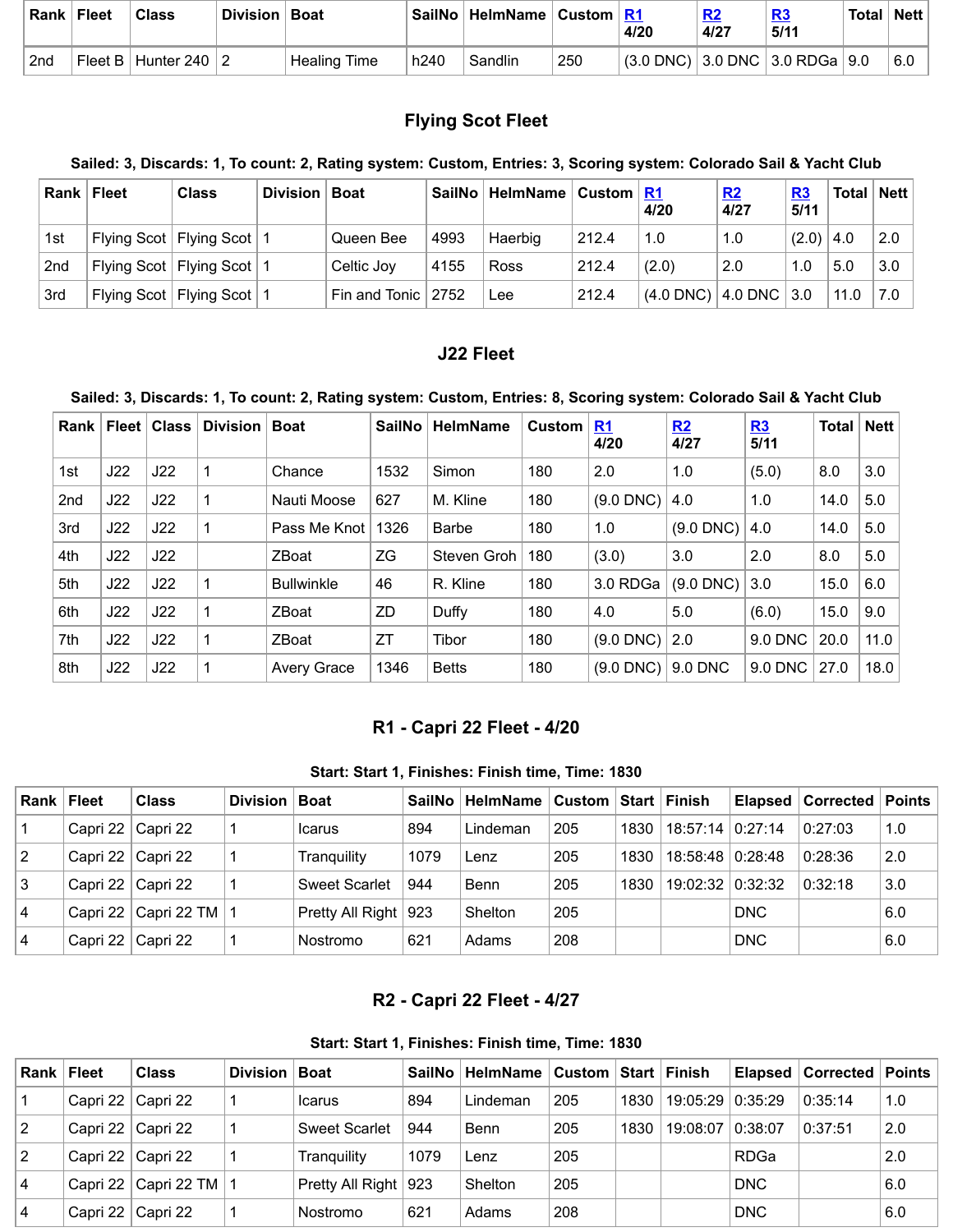| Rank | Fleet | Class | Division | Boat | SailNo | HelmName | Custom | R1 4/20 | R2 4/27 | R3 5/11 | Total | Nett |
|---|---|---|---|---|---|---|---|---|---|---|---|---|
| 2nd | Fleet B | Hunter 240 | 2 | Healing Time | h240 | Sandlin | 250 | (3.0 DNC) | 3.0 DNC | 3.0 RDGa | 9.0 | 6.0 |

## Flying Scot Fleet

**Sailed: 3, Discards: 1, To count: 2, Rating system: Custom, Entries: 3, Scoring system: Colorado Sail & Yacht Club**

| Rank | Fleet | Class | Division | Boat | SailNo | HelmName | Custom | R1 4/20 | R2 4/27 | R3 5/11 | Total | Nett |
|---|---|---|---|---|---|---|---|---|---|---|---|---|
| 1st | Flying Scot | Flying Scot | 1 | Queen Bee | 4993 | Haerbig | 212.4 | 1.0 | 1.0 | (2.0) | 4.0 | 2.0 |
| 2nd | Flying Scot | Flying Scot | 1 | Celtic Joy | 4155 | Ross | 212.4 | (2.0) | 2.0 | 1.0 | 5.0 | 3.0 |
| 3rd | Flying Scot | Flying Scot | 1 | Fin and Tonic | 2752 | Lee | 212.4 | (4.0 DNC) | 4.0 DNC | 3.0 | 11.0 | 7.0 |

## J22 Fleet

**Sailed: 3, Discards: 1, To count: 2, Rating system: Custom, Entries: 8, Scoring system: Colorado Sail & Yacht Club**

| Rank | Fleet | Class | Division | Boat | SailNo | HelmName | Custom | R1 4/20 | R2 4/27 | R3 5/11 | Total | Nett |
|---|---|---|---|---|---|---|---|---|---|---|---|---|
| 1st | J22 | J22 | 1 | Chance | 1532 | Simon | 180 | 2.0 | 1.0 | (5.0) | 8.0 | 3.0 |
| 2nd | J22 | J22 | 1 | Nauti Moose | 627 | M. Kline | 180 | (9.0 DNC) | 4.0 | 1.0 | 14.0 | 5.0 |
| 3rd | J22 | J22 | 1 | Pass Me Knot | 1326 | Barbe | 180 | 1.0 | (9.0 DNC) | 4.0 | 14.0 | 5.0 |
| 4th | J22 | J22 | | ZBoat | ZG | Steven Groh | 180 | (3.0) | 3.0 | 2.0 | 8.0 | 5.0 |
| 5th | J22 | J22 | 1 | Bullwinkle | 46 | R. Kline | 180 | 3.0 RDGa | (9.0 DNC) | 3.0 | 15.0 | 6.0 |
| 6th | J22 | J22 | 1 | ZBoat | ZD | Duffy | 180 | 4.0 | 5.0 | (6.0) | 15.0 | 9.0 |
| 7th | J22 | J22 | 1 | ZBoat | ZT | Tibor | 180 | (9.0 DNC) | 2.0 | 9.0 DNC | 20.0 | 11.0 |
| 8th | J22 | J22 | 1 | Avery Grace | 1346 | Betts | 180 | (9.0 DNC) | 9.0 DNC | 9.0 DNC | 27.0 | 18.0 |

## R1 - Capri 22 Fleet - 4/20

**Start: Start 1, Finishes: Finish time, Time: 1830**

| Rank | Fleet | Class | Division | Boat | SailNo | HelmName | Custom | Start | Finish | Elapsed | Corrected | Points |
|---|---|---|---|---|---|---|---|---|---|---|---|---|
| 1 | Capri 22 | Capri 22 | 1 | Icarus | 894 | Lindeman | 205 | 1830 | 18:57:14 | 0:27:14 | 0:27:03 | 1.0 |
| 2 | Capri 22 | Capri 22 | 1 | Tranquility | 1079 | Lenz | 205 | 1830 | 18:58:48 | 0:28:48 | 0:28:36 | 2.0 |
| 3 | Capri 22 | Capri 22 | 1 | Sweet Scarlet | 944 | Benn | 205 | 1830 | 19:02:32 | 0:32:32 | 0:32:18 | 3.0 |
| 4 | Capri 22 | Capri 22 TM | 1 | Pretty All Right | 923 | Shelton | 205 | | | DNC | | 6.0 |
| 4 | Capri 22 | Capri 22 | 1 | Nostromo | 621 | Adams | 208 | | | DNC | | 6.0 |

## R2 - Capri 22 Fleet - 4/27

**Start: Start 1, Finishes: Finish time, Time: 1830**

| Rank | Fleet | Class | Division | Boat | SailNo | HelmName | Custom | Start | Finish | Elapsed | Corrected | Points |
|---|---|---|---|---|---|---|---|---|---|---|---|---|
| 1 | Capri 22 | Capri 22 | 1 | Icarus | 894 | Lindeman | 205 | 1830 | 19:05:29 | 0:35:29 | 0:35:14 | 1.0 |
| 2 | Capri 22 | Capri 22 | 1 | Sweet Scarlet | 944 | Benn | 205 | 1830 | 19:08:07 | 0:38:07 | 0:37:51 | 2.0 |
| 2 | Capri 22 | Capri 22 | 1 | Tranquility | 1079 | Lenz | 205 | | | RDGa | | 2.0 |
| 4 | Capri 22 | Capri 22 TM | 1 | Pretty All Right | 923 | Shelton | 205 | | | DNC | | 6.0 |
| 4 | Capri 22 | Capri 22 | 1 | Nostromo | 621 | Adams | 208 | | | DNC | | 6.0 |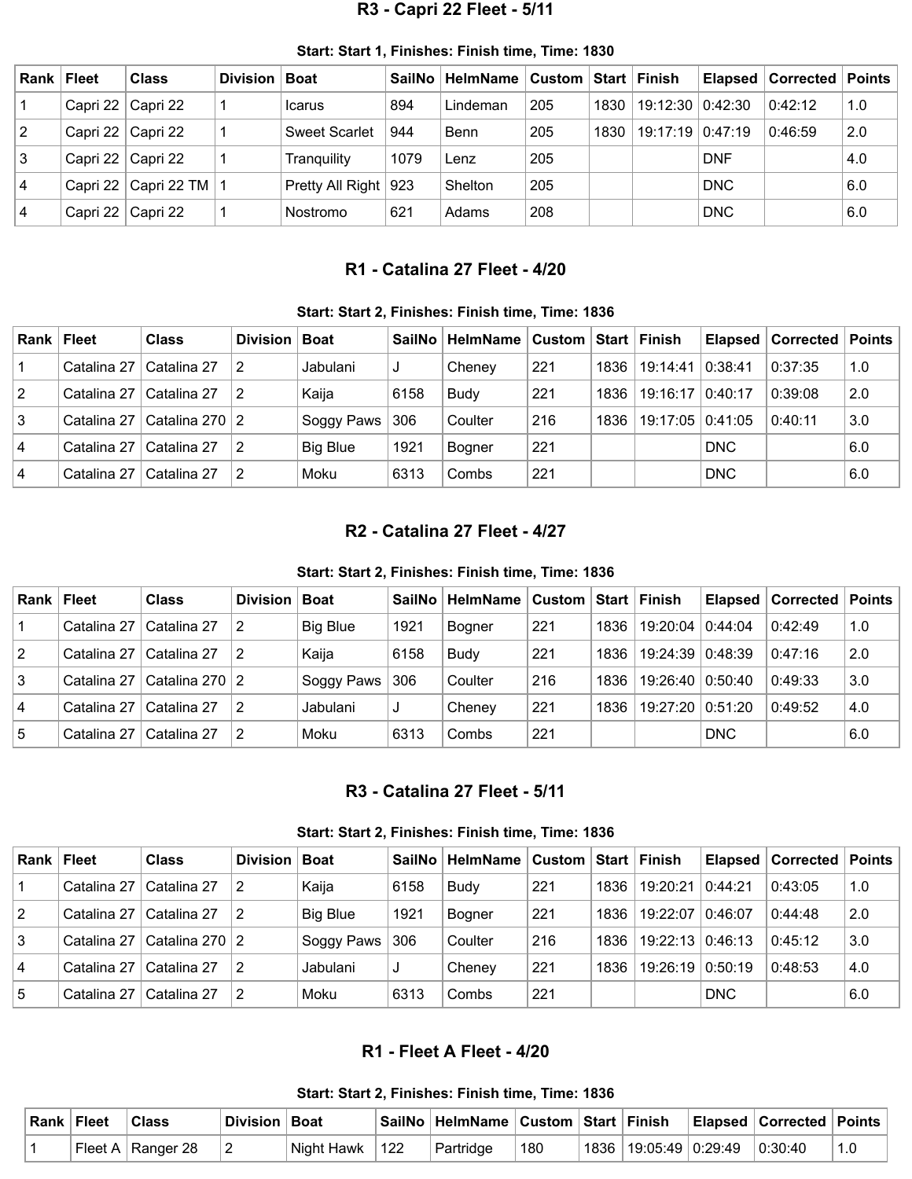## R3 - Capri 22 Fleet - 5/11

**Start: Start 1, Finishes: Finish time, Time: 1830**

| Rank | Fleet | Class | Division | Boat | SailNo | HelmName | Custom | Start | Finish | Elapsed | Corrected | Points |
|---|---|---|---|---|---|---|---|---|---|---|---|---|
| 1 | Capri 22 | Capri 22 | 1 | Icarus | 894 | Lindeman | 205 | 1830 | 19:12:30 | 0:42:30 | 0:42:12 | 1.0 |
| 2 | Capri 22 | Capri 22 | 1 | Sweet Scarlet | 944 | Benn | 205 | 1830 | 19:17:19 | 0:47:19 | 0:46:59 | 2.0 |
| 3 | Capri 22 | Capri 22 | 1 | Tranquility | 1079 | Lenz | 205 | | | DNF | | 4.0 |
| 4 | Capri 22 | Capri 22 TM | 1 | Pretty All Right | 923 | Shelton | 205 | | | DNC | | 6.0 |
| 4 | Capri 22 | Capri 22 | 1 | Nostromo | 621 | Adams | 208 | | | DNC | | 6.0 |

## R1 - Catalina 27 Fleet - 4/20

**Start: Start 2, Finishes: Finish time, Time: 1836**

| Rank | Fleet | Class | Division | Boat | SailNo | HelmName | Custom | Start | Finish | Elapsed | Corrected | Points |
|---|---|---|---|---|---|---|---|---|---|---|---|---|
| 1 | Catalina 27 | Catalina 27 | 2 | Jabulani | J | Cheney | 221 | 1836 | 19:14:41 | 0:38:41 | 0:37:35 | 1.0 |
| 2 | Catalina 27 | Catalina 27 | 2 | Kaija | 6158 | Budy | 221 | 1836 | 19:16:17 | 0:40:17 | 0:39:08 | 2.0 |
| 3 | Catalina 27 | Catalina 270 | 2 | Soggy Paws | 306 | Coulter | 216 | 1836 | 19:17:05 | 0:41:05 | 0:40:11 | 3.0 |
| 4 | Catalina 27 | Catalina 27 | 2 | Big Blue | 1921 | Bogner | 221 | | | DNC | | 6.0 |
| 4 | Catalina 27 | Catalina 27 | 2 | Moku | 6313 | Combs | 221 | | | DNC | | 6.0 |

## R2 - Catalina 27 Fleet - 4/27

**Start: Start 2, Finishes: Finish time, Time: 1836**

| Rank | Fleet | Class | Division | Boat | SailNo | HelmName | Custom | Start | Finish | Elapsed | Corrected | Points |
|---|---|---|---|---|---|---|---|---|---|---|---|---|
| 1 | Catalina 27 | Catalina 27 | 2 | Big Blue | 1921 | Bogner | 221 | 1836 | 19:20:04 | 0:44:04 | 0:42:49 | 1.0 |
| 2 | Catalina 27 | Catalina 27 | 2 | Kaija | 6158 | Budy | 221 | 1836 | 19:24:39 | 0:48:39 | 0:47:16 | 2.0 |
| 3 | Catalina 27 | Catalina 270 | 2 | Soggy Paws | 306 | Coulter | 216 | 1836 | 19:26:40 | 0:50:40 | 0:49:33 | 3.0 |
| 4 | Catalina 27 | Catalina 27 | 2 | Jabulani | J | Cheney | 221 | 1836 | 19:27:20 | 0:51:20 | 0:49:52 | 4.0 |
| 5 | Catalina 27 | Catalina 27 | 2 | Moku | 6313 | Combs | 221 | | | DNC | | 6.0 |

## R3 - Catalina 27 Fleet - 5/11

**Start: Start 2, Finishes: Finish time, Time: 1836**

| Rank | Fleet | Class | Division | Boat | SailNo | HelmName | Custom | Start | Finish | Elapsed | Corrected | Points |
|---|---|---|---|---|---|---|---|---|---|---|---|---|
| 1 | Catalina 27 | Catalina 27 | 2 | Kaija | 6158 | Budy | 221 | 1836 | 19:20:21 | 0:44:21 | 0:43:05 | 1.0 |
| 2 | Catalina 27 | Catalina 27 | 2 | Big Blue | 1921 | Bogner | 221 | 1836 | 19:22:07 | 0:46:07 | 0:44:48 | 2.0 |
| 3 | Catalina 27 | Catalina 270 | 2 | Soggy Paws | 306 | Coulter | 216 | 1836 | 19:22:13 | 0:46:13 | 0:45:12 | 3.0 |
| 4 | Catalina 27 | Catalina 27 | 2 | Jabulani | J | Cheney | 221 | 1836 | 19:26:19 | 0:50:19 | 0:48:53 | 4.0 |
| 5 | Catalina 27 | Catalina 27 | 2 | Moku | 6313 | Combs | 221 | | | DNC | | 6.0 |

## R1 - Fleet A Fleet - 4/20

**Start: Start 2, Finishes: Finish time, Time: 1836**

| Rank | Fleet | Class | Division | Boat | SailNo | HelmName | Custom | Start | Finish | Elapsed | Corrected | Points |
|---|---|---|---|---|---|---|---|---|---|---|---|---|
| 1 | Fleet A | Ranger 28 | 2 | Night Hawk | 122 | Partridge | 180 | 1836 | 19:05:49 | 0:29:49 | 0:30:40 | 1.0 |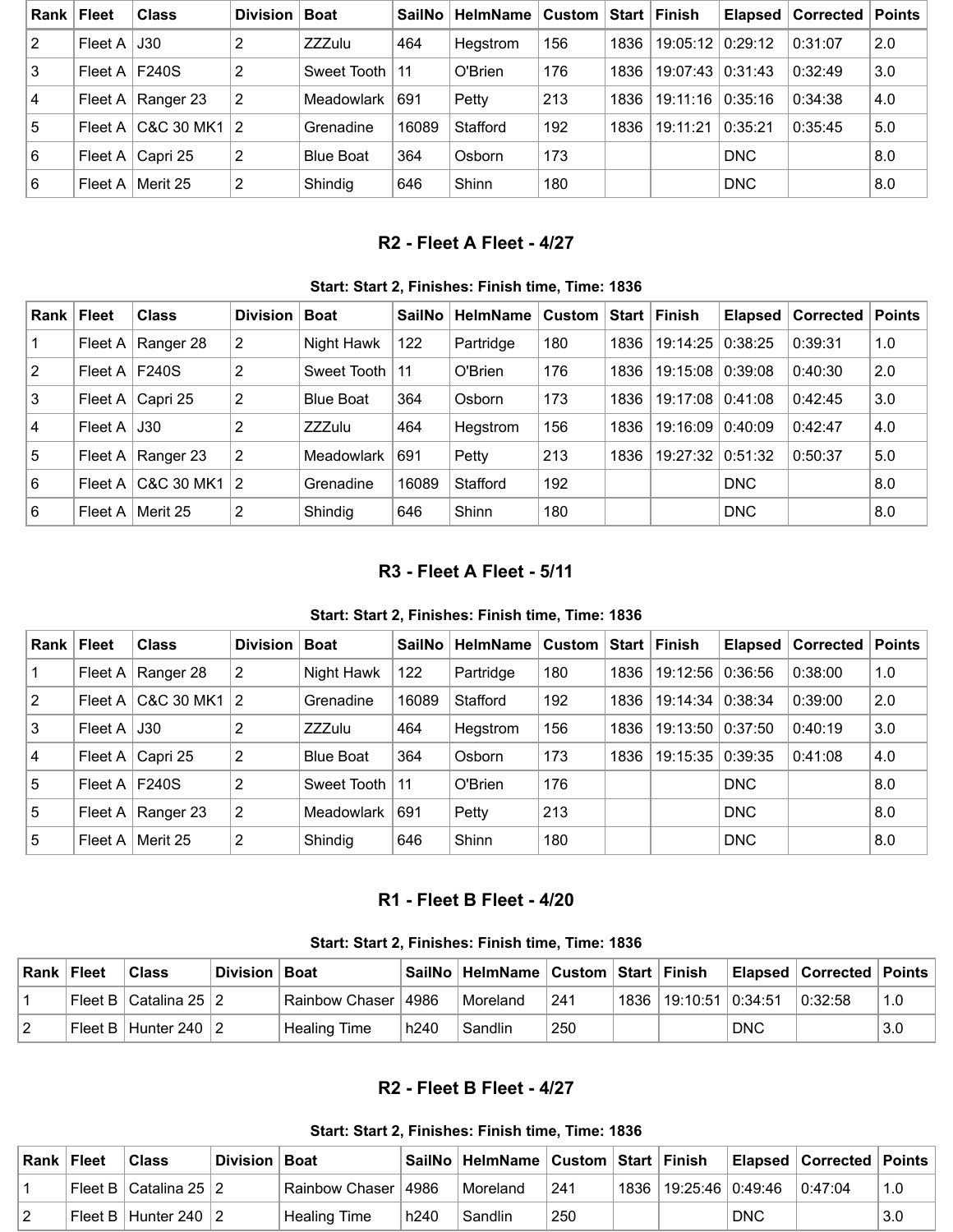| Rank | Fleet | Class | Division | Boat | SailNo | HelmName | Custom | Start | Finish | Elapsed | Corrected | Points |
|---|---|---|---|---|---|---|---|---|---|---|---|---|
| 2 | Fleet A | J30 | 2 | ZZZulu | 464 | Hegstrom | 156 | 1836 | 19:05:12 | 0:29:12 | 0:31:07 | 2.0 |
| 3 | Fleet A | F240S | 2 | Sweet Tooth | 11 | O'Brien | 176 | 1836 | 19:07:43 | 0:31:43 | 0:32:49 | 3.0 |
| 4 | Fleet A | Ranger 23 | 2 | Meadowlark | 691 | Petty | 213 | 1836 | 19:11:16 | 0:35:16 | 0:34:38 | 4.0 |
| 5 | Fleet A | C&C 30 MK1 | 2 | Grenadine | 16089 | Stafford | 192 | 1836 | 19:11:21 | 0:35:21 | 0:35:45 | 5.0 |
| 6 | Fleet A | Capri 25 | 2 | Blue Boat | 364 | Osborn | 173 | | | DNC | | 8.0 |
| 6 | Fleet A | Merit 25 | 2 | Shindig | 646 | Shinn | 180 | | | DNC | | 8.0 |

## R2 - Fleet A Fleet - 4/27

**Start: Start 2, Finishes: Finish time, Time: 1836**

| Rank | Fleet | Class | Division | Boat | SailNo | HelmName | Custom | Start | Finish | Elapsed | Corrected | Points |
|---|---|---|---|---|---|---|---|---|---|---|---|---|
| 1 | Fleet A | Ranger 28 | 2 | Night Hawk | 122 | Partridge | 180 | 1836 | 19:14:25 | 0:38:25 | 0:39:31 | 1.0 |
| 2 | Fleet A | F240S | 2 | Sweet Tooth | 11 | O'Brien | 176 | 1836 | 19:15:08 | 0:39:08 | 0:40:30 | 2.0 |
| 3 | Fleet A | Capri 25 | 2 | Blue Boat | 364 | Osborn | 173 | 1836 | 19:17:08 | 0:41:08 | 0:42:45 | 3.0 |
| 4 | Fleet A | J30 | 2 | ZZZulu | 464 | Hegstrom | 156 | 1836 | 19:16:09 | 0:40:09 | 0:42:47 | 4.0 |
| 5 | Fleet A | Ranger 23 | 2 | Meadowlark | 691 | Petty | 213 | 1836 | 19:27:32 | 0:51:32 | 0:50:37 | 5.0 |
| 6 | Fleet A | C&C 30 MK1 | 2 | Grenadine | 16089 | Stafford | 192 | | | DNC | | 8.0 |
| 6 | Fleet A | Merit 25 | 2 | Shindig | 646 | Shinn | 180 | | | DNC | | 8.0 |

## R3 - Fleet A Fleet - 5/11

**Start: Start 2, Finishes: Finish time, Time: 1836**

| Rank | Fleet | Class | Division | Boat | SailNo | HelmName | Custom | Start | Finish | Elapsed | Corrected | Points |
|---|---|---|---|---|---|---|---|---|---|---|---|---|
| 1 | Fleet A | Ranger 28 | 2 | Night Hawk | 122 | Partridge | 180 | 1836 | 19:12:56 | 0:36:56 | 0:38:00 | 1.0 |
| 2 | Fleet A | C&C 30 MK1 | 2 | Grenadine | 16089 | Stafford | 192 | 1836 | 19:14:34 | 0:38:34 | 0:39:00 | 2.0 |
| 3 | Fleet A | J30 | 2 | ZZZulu | 464 | Hegstrom | 156 | 1836 | 19:13:50 | 0:37:50 | 0:40:19 | 3.0 |
| 4 | Fleet A | Capri 25 | 2 | Blue Boat | 364 | Osborn | 173 | 1836 | 19:15:35 | 0:39:35 | 0:41:08 | 4.0 |
| 5 | Fleet A | F240S | 2 | Sweet Tooth | 11 | O'Brien | 176 | | | DNC | | 8.0 |
| 5 | Fleet A | Ranger 23 | 2 | Meadowlark | 691 | Petty | 213 | | | DNC | | 8.0 |
| 5 | Fleet A | Merit 25 | 2 | Shindig | 646 | Shinn | 180 | | | DNC | | 8.0 |

## R1 - Fleet B Fleet - 4/20

**Start: Start 2, Finishes: Finish time, Time: 1836**

| Rank | Fleet | Class | Division | Boat | SailNo | HelmName | Custom | Start | Finish | Elapsed | Corrected | Points |
|---|---|---|---|---|---|---|---|---|---|---|---|---|
| 1 | Fleet B | Catalina 25 | 2 | Rainbow Chaser | 4986 | Moreland | 241 | 1836 | 19:10:51 | 0:34:51 | 0:32:58 | 1.0 |
| 2 | Fleet B | Hunter 240 | 2 | Healing Time | h240 | Sandlin | 250 | | | DNC | | 3.0 |

## R2 - Fleet B Fleet - 4/27

**Start: Start 2, Finishes: Finish time, Time: 1836**

| Rank | Fleet | Class | Division | Boat | SailNo | HelmName | Custom | Start | Finish | Elapsed | Corrected | Points |
|---|---|---|---|---|---|---|---|---|---|---|---|---|
| 1 | Fleet B | Catalina 25 | 2 | Rainbow Chaser | 4986 | Moreland | 241 | 1836 | 19:25:46 | 0:49:46 | 0:47:04 | 1.0 |
| 2 | Fleet B | Hunter 240 | 2 | Healing Time | h240 | Sandlin | 250 | | | DNC | | 3.0 |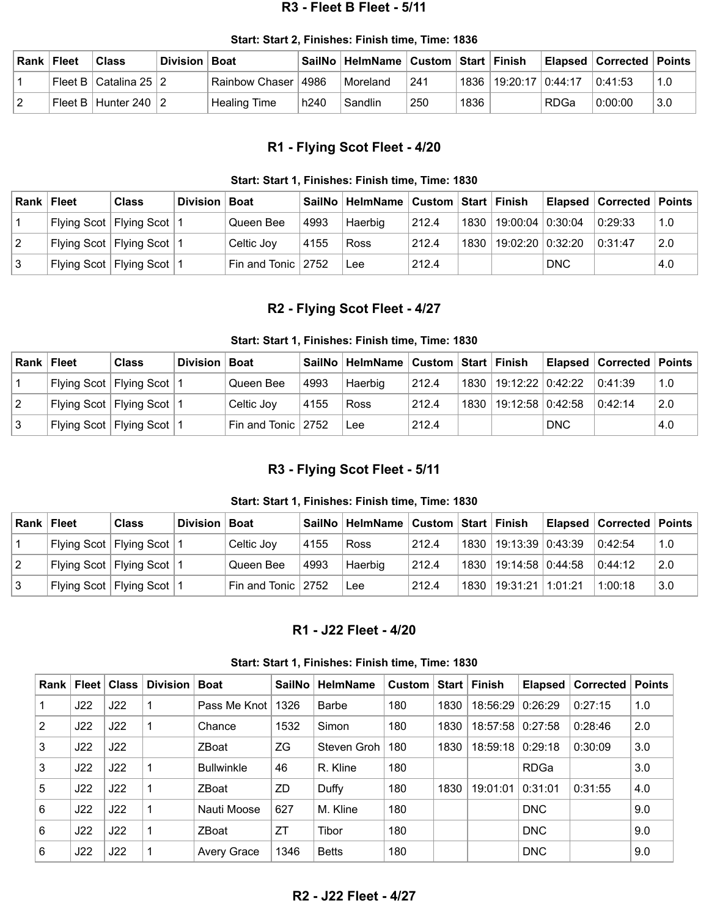## R3 - Fleet B Fleet - 5/11

**Start: Start 2, Finishes: Finish time, Time: 1836**

| Rank | Fleet | Class | Division | Boat | SailNo | HelmName | Custom | Start | Finish | Elapsed | Corrected | Points |
|---|---|---|---|---|---|---|---|---|---|---|---|---|
| 1 | Fleet B | Catalina 25 | 2 | Rainbow Chaser | 4986 | Moreland | 241 | 1836 | 19:20:17 | 0:44:17 | 0:41:53 | 1.0 |
| 2 | Fleet B | Hunter 240 | 2 | Healing Time | h240 | Sandlin | 250 | 1836 | | RDGa | 0:00:00 | 3.0 |

## R1 - Flying Scot Fleet - 4/20

**Start: Start 1, Finishes: Finish time, Time: 1830**

| Rank | Fleet | Class | Division | Boat | SailNo | HelmName | Custom | Start | Finish | Elapsed | Corrected | Points |
|---|---|---|---|---|---|---|---|---|---|---|---|---|
| 1 | Flying Scot | Flying Scot | 1 | Queen Bee | 4993 | Haerbig | 212.4 | 1830 | 19:00:04 | 0:30:04 | 0:29:33 | 1.0 |
| 2 | Flying Scot | Flying Scot | 1 | Celtic Joy | 4155 | Ross | 212.4 | 1830 | 19:02:20 | 0:32:20 | 0:31:47 | 2.0 |
| 3 | Flying Scot | Flying Scot | 1 | Fin and Tonic | 2752 | Lee | 212.4 | | | DNC | | 4.0 |

## R2 - Flying Scot Fleet - 4/27

**Start: Start 1, Finishes: Finish time, Time: 1830**

| Rank | Fleet | Class | Division | Boat | SailNo | HelmName | Custom | Start | Finish | Elapsed | Corrected | Points |
|---|---|---|---|---|---|---|---|---|---|---|---|---|
| 1 | Flying Scot | Flying Scot | 1 | Queen Bee | 4993 | Haerbig | 212.4 | 1830 | 19:12:22 | 0:42:22 | 0:41:39 | 1.0 |
| 2 | Flying Scot | Flying Scot | 1 | Celtic Joy | 4155 | Ross | 212.4 | 1830 | 19:12:58 | 0:42:58 | 0:42:14 | 2.0 |
| 3 | Flying Scot | Flying Scot | 1 | Fin and Tonic | 2752 | Lee | 212.4 | | | DNC | | 4.0 |

## R3 - Flying Scot Fleet - 5/11

**Start: Start 1, Finishes: Finish time, Time: 1830**

| Rank | Fleet | Class | Division | Boat | SailNo | HelmName | Custom | Start | Finish | Elapsed | Corrected | Points |
|---|---|---|---|---|---|---|---|---|---|---|---|---|
| 1 | Flying Scot | Flying Scot | 1 | Celtic Joy | 4155 | Ross | 212.4 | 1830 | 19:13:39 | 0:43:39 | 0:42:54 | 1.0 |
| 2 | Flying Scot | Flying Scot | 1 | Queen Bee | 4993 | Haerbig | 212.4 | 1830 | 19:14:58 | 0:44:58 | 0:44:12 | 2.0 |
| 3 | Flying Scot | Flying Scot | 1 | Fin and Tonic | 2752 | Lee | 212.4 | 1830 | 19:31:21 | 1:01:21 | 1:00:18 | 3.0 |

## R1 - J22 Fleet - 4/20

**Start: Start 1, Finishes: Finish time, Time: 1830**

| Rank | Fleet | Class | Division | Boat | SailNo | HelmName | Custom | Start | Finish | Elapsed | Corrected | Points |
|---|---|---|---|---|---|---|---|---|---|---|---|---|
| 1 | J22 | J22 | 1 | Pass Me Knot | 1326 | Barbe | 180 | 1830 | 18:56:29 | 0:26:29 | 0:27:15 | 1.0 |
| 2 | J22 | J22 | 1 | Chance | 1532 | Simon | 180 | 1830 | 18:57:58 | 0:27:58 | 0:28:46 | 2.0 |
| 3 | J22 | J22 | | ZBoat | ZG | Steven Groh | 180 | 1830 | 18:59:18 | 0:29:18 | 0:30:09 | 3.0 |
| 3 | J22 | J22 | 1 | Bullwinkle | 46 | R. Kline | 180 | | | RDGa | | 3.0 |
| 5 | J22 | J22 | 1 | ZBoat | ZD | Duffy | 180 | 1830 | 19:01:01 | 0:31:01 | 0:31:55 | 4.0 |
| 6 | J22 | J22 | 1 | Nauti Moose | 627 | M. Kline | 180 | | | DNC | | 9.0 |
| 6 | J22 | J22 | 1 | ZBoat | ZT | Tibor | 180 | | | DNC | | 9.0 |
| 6 | J22 | J22 | 1 | Avery Grace | 1346 | Betts | 180 | | | DNC | | 9.0 |

## R2 - J22 Fleet - 4/27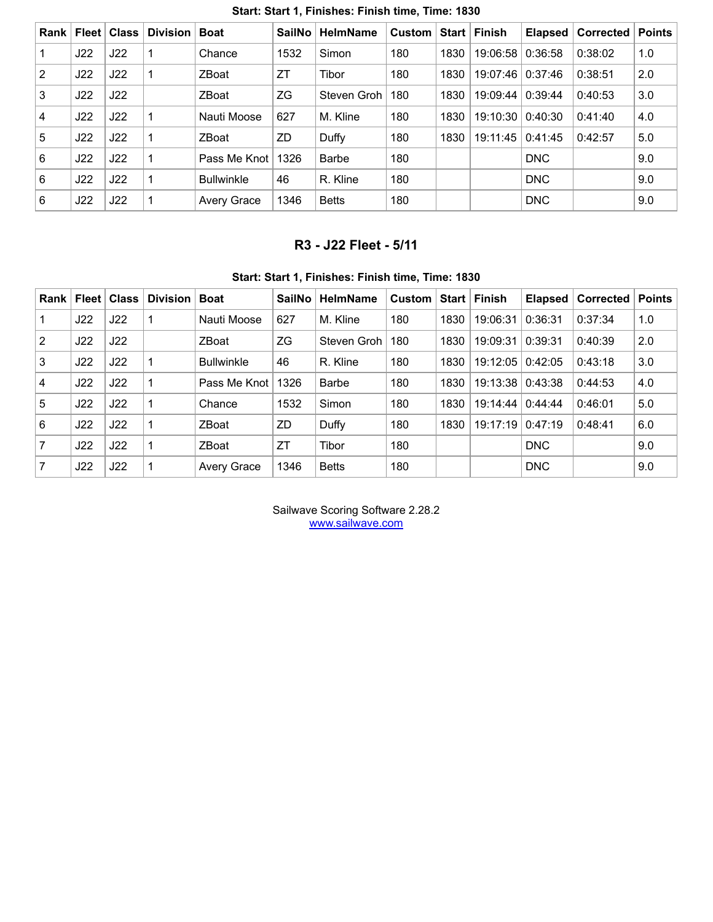**Start: Start 1, Finishes: Finish time, Time: 1830**

| Rank | Fleet | Class | Division | Boat | SailNo | HelmName | Custom | Start | Finish | Elapsed | Corrected | Points |
|---|---|---|---|---|---|---|---|---|---|---|---|---|
| 1 | J22 | J22 | 1 | Chance | 1532 | Simon | 180 | 1830 | 19:06:58 | 0:36:58 | 0:38:02 | 1.0 |
| 2 | J22 | J22 | 1 | ZBoat | ZT | Tibor | 180 | 1830 | 19:07:46 | 0:37:46 | 0:38:51 | 2.0 |
| 3 | J22 | J22 | | ZBoat | ZG | Steven Groh | 180 | 1830 | 19:09:44 | 0:39:44 | 0:40:53 | 3.0 |
| 4 | J22 | J22 | 1 | Nauti Moose | 627 | M. Kline | 180 | 1830 | 19:10:30 | 0:40:30 | 0:41:40 | 4.0 |
| 5 | J22 | J22 | 1 | ZBoat | ZD | Duffy | 180 | 1830 | 19:11:45 | 0:41:45 | 0:42:57 | 5.0 |
| 6 | J22 | J22 | 1 | Pass Me Knot | 1326 | Barbe | 180 | | | DNC | | 9.0 |
| 6 | J22 | J22 | 1 | Bullwinkle | 46 | R. Kline | 180 | | | DNC | | 9.0 |
| 6 | J22 | J22 | 1 | Avery Grace | 1346 | Betts | 180 | | | DNC | | 9.0 |

## R3 - J22 Fleet - 5/11

**Start: Start 1, Finishes: Finish time, Time: 1830**

| Rank | Fleet | Class | Division | Boat | SailNo | HelmName | Custom | Start | Finish | Elapsed | Corrected | Points |
|---|---|---|---|---|---|---|---|---|---|---|---|---|
| 1 | J22 | J22 | 1 | Nauti Moose | 627 | M. Kline | 180 | 1830 | 19:06:31 | 0:36:31 | 0:37:34 | 1.0 |
| 2 | J22 | J22 | | ZBoat | ZG | Steven Groh | 180 | 1830 | 19:09:31 | 0:39:31 | 0:40:39 | 2.0 |
| 3 | J22 | J22 | 1 | Bullwinkle | 46 | R. Kline | 180 | 1830 | 19:12:05 | 0:42:05 | 0:43:18 | 3.0 |
| 4 | J22 | J22 | 1 | Pass Me Knot | 1326 | Barbe | 180 | 1830 | 19:13:38 | 0:43:38 | 0:44:53 | 4.0 |
| 5 | J22 | J22 | 1 | Chance | 1532 | Simon | 180 | 1830 | 19:14:44 | 0:44:44 | 0:46:01 | 5.0 |
| 6 | J22 | J22 | 1 | ZBoat | ZD | Duffy | 180 | 1830 | 19:17:19 | 0:47:19 | 0:48:41 | 6.0 |
| 7 | J22 | J22 | 1 | ZBoat | ZT | Tibor | 180 | | | DNC | | 9.0 |
| 7 | J22 | J22 | 1 | Avery Grace | 1346 | Betts | 180 | | | DNC | | 9.0 |

Sailwave Scoring Software 2.28.2
[www.sailwave.com](http://www.sailwave.com)